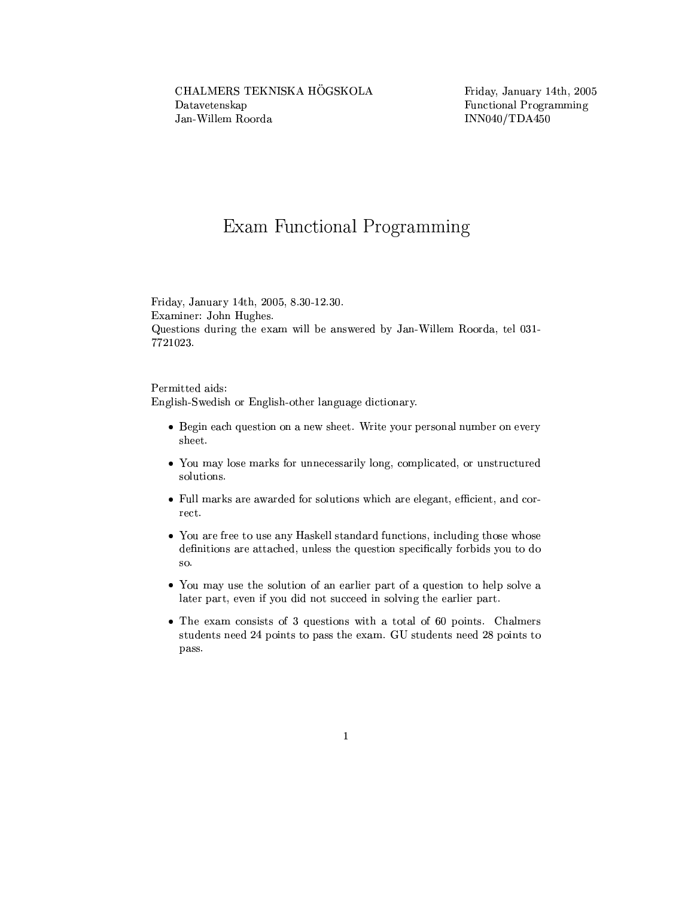CHALMERS TEKNISKA HÖGSKOLA
Datavetenskap
Jan-Willem Roorda

Friday, January 14th, 2005
Functional Programming
INN040/TDA450

# Exam Functional Programming

Friday, January 14th, 2005, 8.30-12.30.
Examiner: John Hughes.
Questions during the exam will be answered by Jan-Willem Roorda, tel 031-7721023.

Permitted aids:
English-Swedish or English-other language dictionary.

- Begin each question on a new sheet. Write your personal number on every sheet.
- You may lose marks for unnecessarily long, complicated, or unstructured solutions.
- Full marks are awarded for solutions which are elegant, efficient, and correct.
- You are free to use any Haskell standard functions, including those whose definitions are attached, unless the question specifically forbids you to do so.
- You may use the solution of an earlier part of a question to help solve a later part, even if you did not succeed in solving the earlier part.
- The exam consists of 3 questions with a total of 60 points. Chalmers students need 24 points to pass the exam. GU students need 28 points to pass.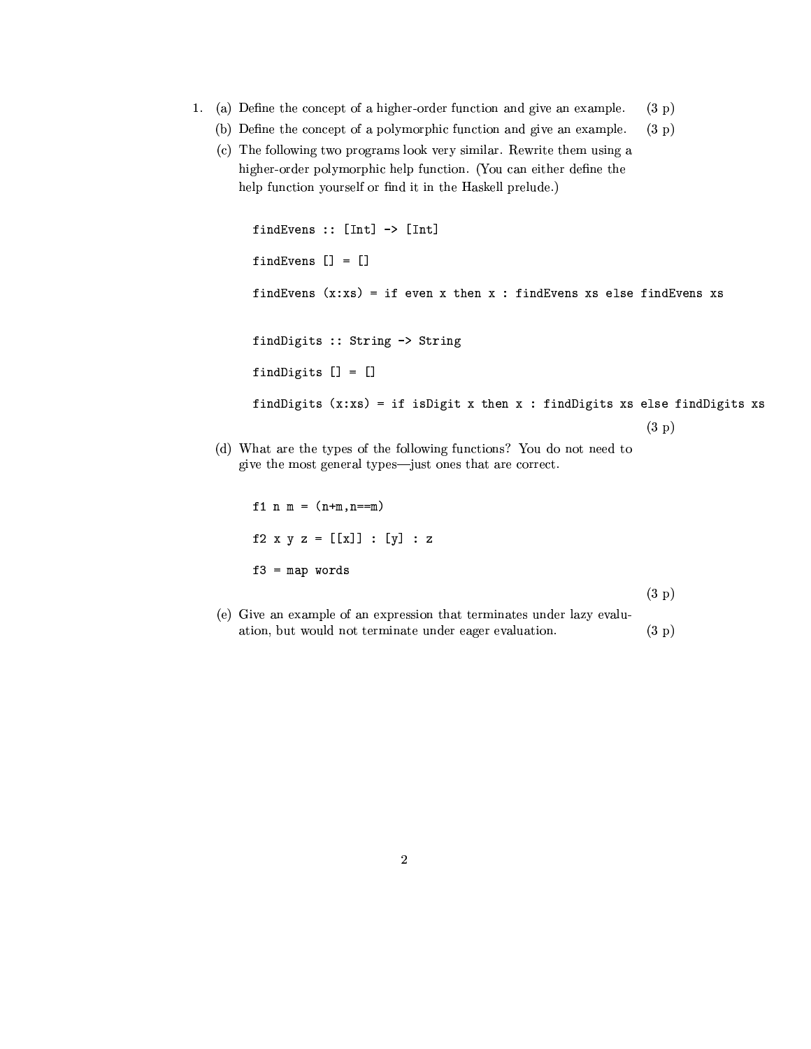1. (a) Define the concept of a higher-order function and give an example. (3 p)

   (b) Define the concept of a polymorphic function and give an example. (3 p)

   (c) The following two programs look very similar. Rewrite them using a higher-order polymorphic help function. (You can either define the help function yourself or find it in the Haskell prelude.)

```
findEvens :: [Int] -> [Int]

findEvens [] = []

findEvens (x:xs) = if even x then x : findEvens xs else findEvens xs


findDigits :: String -> String

findDigits [] = []

findDigits (x:xs) = if isDigit x then x : findDigits xs else findDigits xs
```

(3 p)

   (d) What are the types of the following functions? You do not need to give the most general types—just ones that are correct.

```
f1 n m = (n+m,n==m)

f2 x y z = [[x]] : [y] : z

f3 = map words
```

(3 p)

   (e) Give an example of an expression that terminates under lazy evaluation, but would not terminate under eager evaluation. (3 p)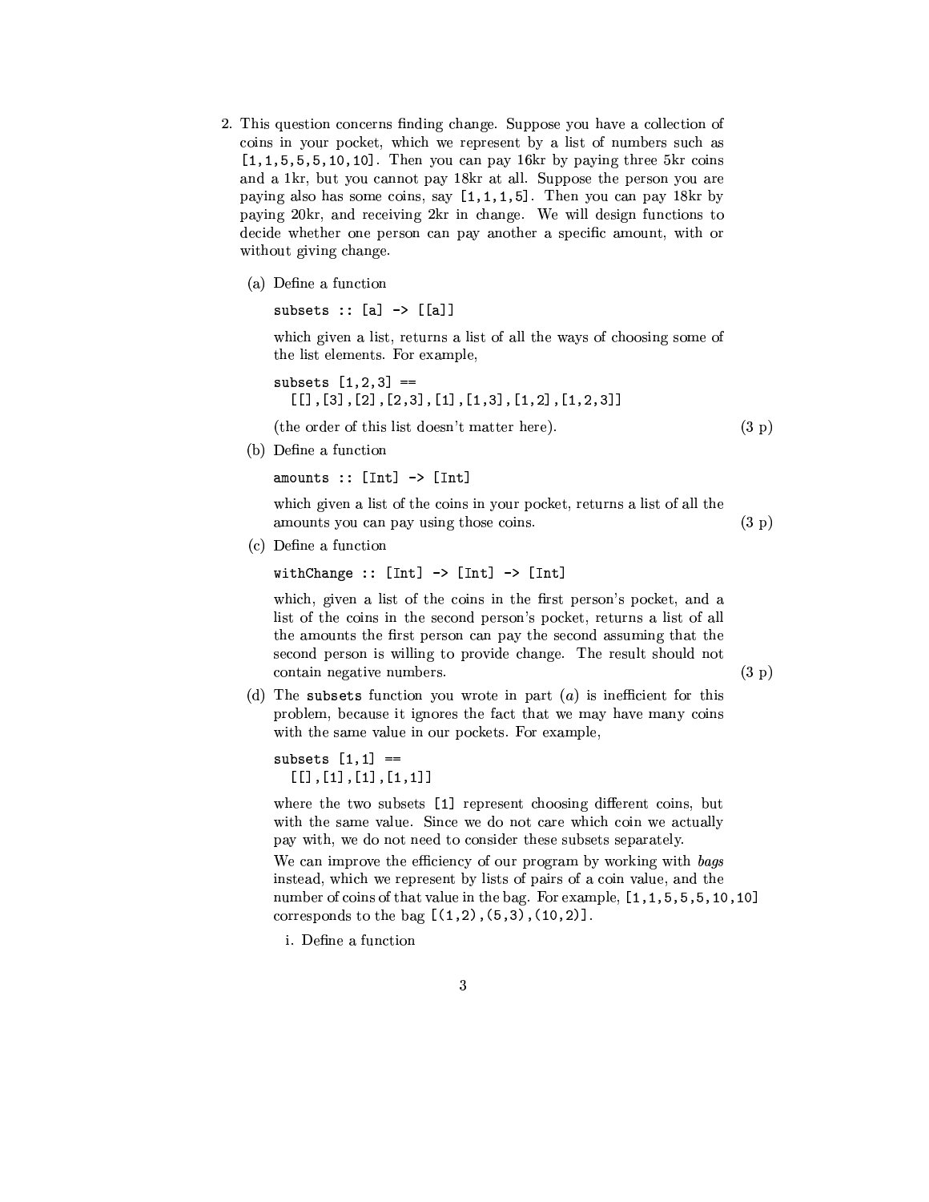2. This question concerns finding change. Suppose you have a collection of coins in your pocket, which we represent by a list of numbers such as `[1,1,5,5,5,10,10]`. Then you can pay 16kr by paying three 5kr coins and a 1kr, but you cannot pay 18kr at all. Suppose the person you are paying also has some coins, say `[1,1,1,5]`. Then you can pay 18kr by paying 20kr, and receiving 2kr in change. We will design functions to decide whether one person can pay another a specific amount, with or without giving change.

   (a) Define a function

   ```
   subsets :: [a] -> [[a]]
   ```

   which given a list, returns a list of all the ways of choosing some of the list elements. For example,

   ```
   subsets [1,2,3] ==
     [[],[3],[2],[2,3],[1],[1,3],[1,2],[1,2,3]]
   ```

   (the order of this list doesn't matter here). (3 p)

   (b) Define a function

   ```
   amounts :: [Int] -> [Int]
   ```

   which given a list of the coins in your pocket, returns a list of all the amounts you can pay using those coins. (3 p)

   (c) Define a function

   ```
   withChange :: [Int] -> [Int] -> [Int]
   ```

   which, given a list of the coins in the first person's pocket, and a list of the coins in the second person's pocket, returns a list of all the amounts the first person can pay the second assuming that the second person is willing to provide change. The result should not contain negative numbers. (3 p)

   (d) The `subsets` function you wrote in part (*a*) is inefficient for this problem, because it ignores the fact that we may have many coins with the same value in our pockets. For example,

   ```
   subsets [1,1] ==
     [[],[1],[1],[1,1]]
   ```

   where the two subsets `[1]` represent choosing different coins, but with the same value. Since we do not care which coin we actually pay with, we do not need to consider these subsets separately.

   We can improve the efficiency of our program by working with *bags* instead, which we represent by lists of pairs of a coin value, and the number of coins of that value in the bag. For example, `[1,1,5,5,5,10,10]` corresponds to the bag `[(1,2),(5,3),(10,2)]`.

      i. Define a function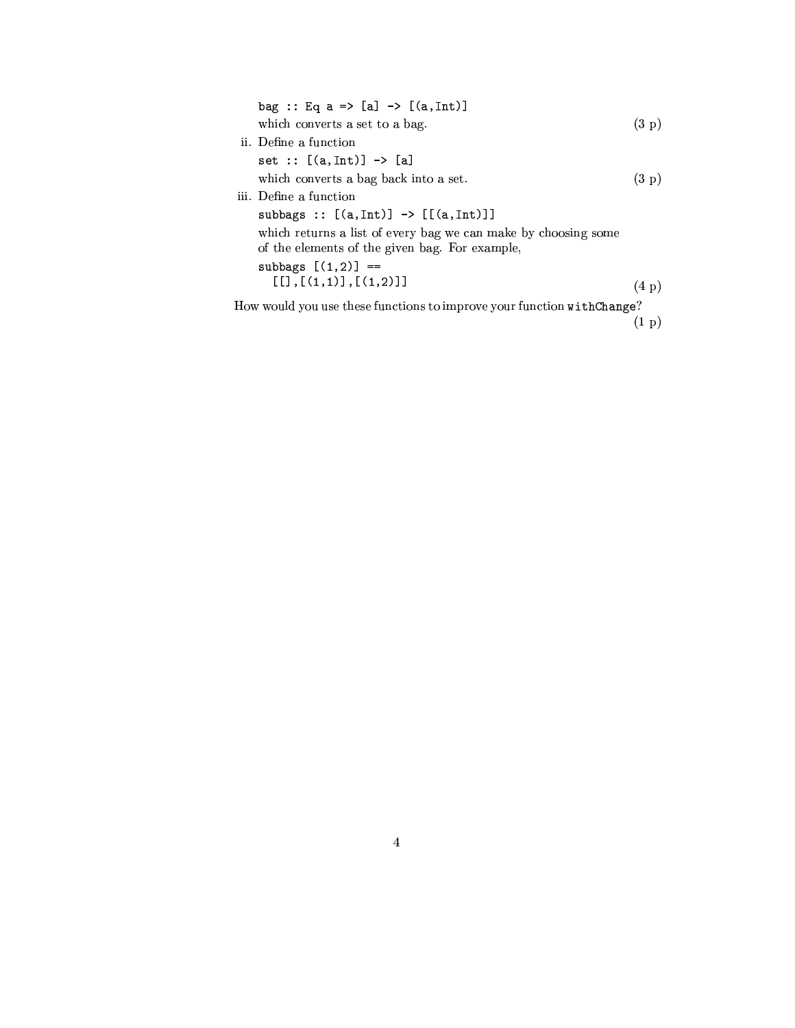```
bag :: Eq a => [a] -> [(a,Int)]
```

which converts a set to a bag. (3 p)

ii. Define a function

```
set :: [(a,Int)] -> [a]
```

which converts a bag back into a set. (3 p)

iii. Define a function

```
subbags :: [(a,Int)] -> [[(a,Int)]]
```

which returns a list of every bag we can make by choosing some of the elements of the given bag. For example,

```
subbags [(1,2)] ==
  [[],[(1,1)],[(1,2)]]
```

(4 p)

How would you use these functions to improve your function `withChange`? (1 p)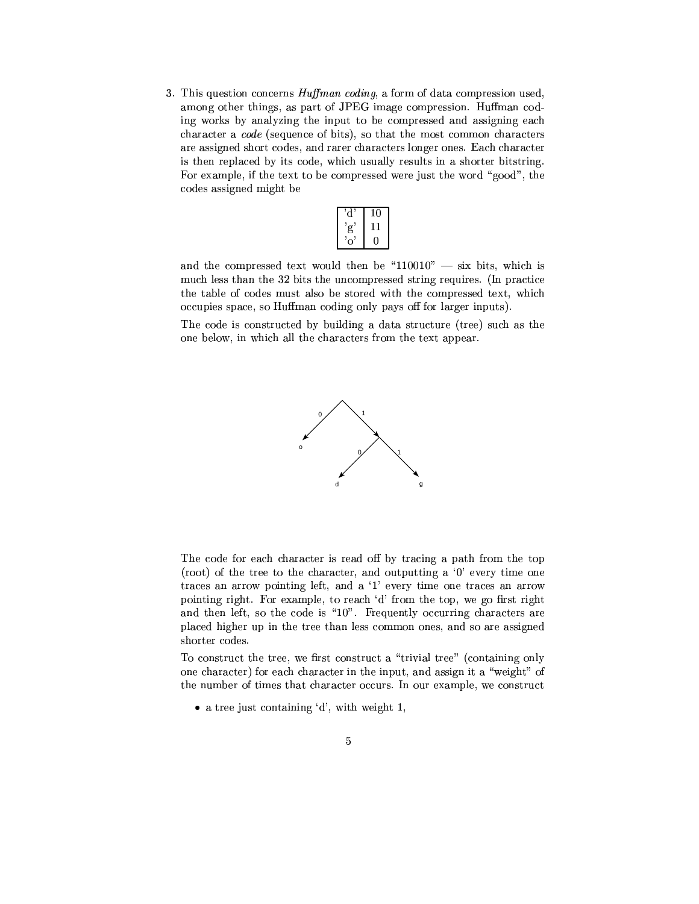3. This question concerns *Huffman coding*, a form of data compression used, among other things, as part of JPEG image compression. Huffman coding works by analyzing the input to be compressed and assigning each character a *code* (sequence of bits), so that the most common characters are assigned short codes, and rarer characters longer ones. Each character is then replaced by its code, which usually results in a shorter bitstring. For example, if the text to be compressed were just the word "good", the codes assigned might be

| | |
|---|---|
| 'd' | 10 |
| 'g' | 11 |
| 'o' | 0 |

and the compressed text would then be "110010" — six bits, which is much less than the 32 bits the uncompressed string requires. (In practice the table of codes must also be stored with the compressed text, which occupies space, so Huffman coding only pays off for larger inputs).

The code is constructed by building a data structure (tree) such as the one below, in which all the characters from the text appear.

The code for each character is read off by tracing a path from the top (root) of the tree to the character, and outputting a '0' every time one traces an arrow pointing left, and a '1' every time one traces an arrow pointing right. For example, to reach 'd' from the top, we go first right and then left, so the code is "10". Frequently occurring characters are placed higher up in the tree than less common ones, and so are assigned shorter codes.

To construct the tree, we first construct a "trivial tree" (containing only one character) for each character in the input, and assign it a "weight" of the number of times that character occurs. In our example, we construct

- a tree just containing 'd', with weight 1,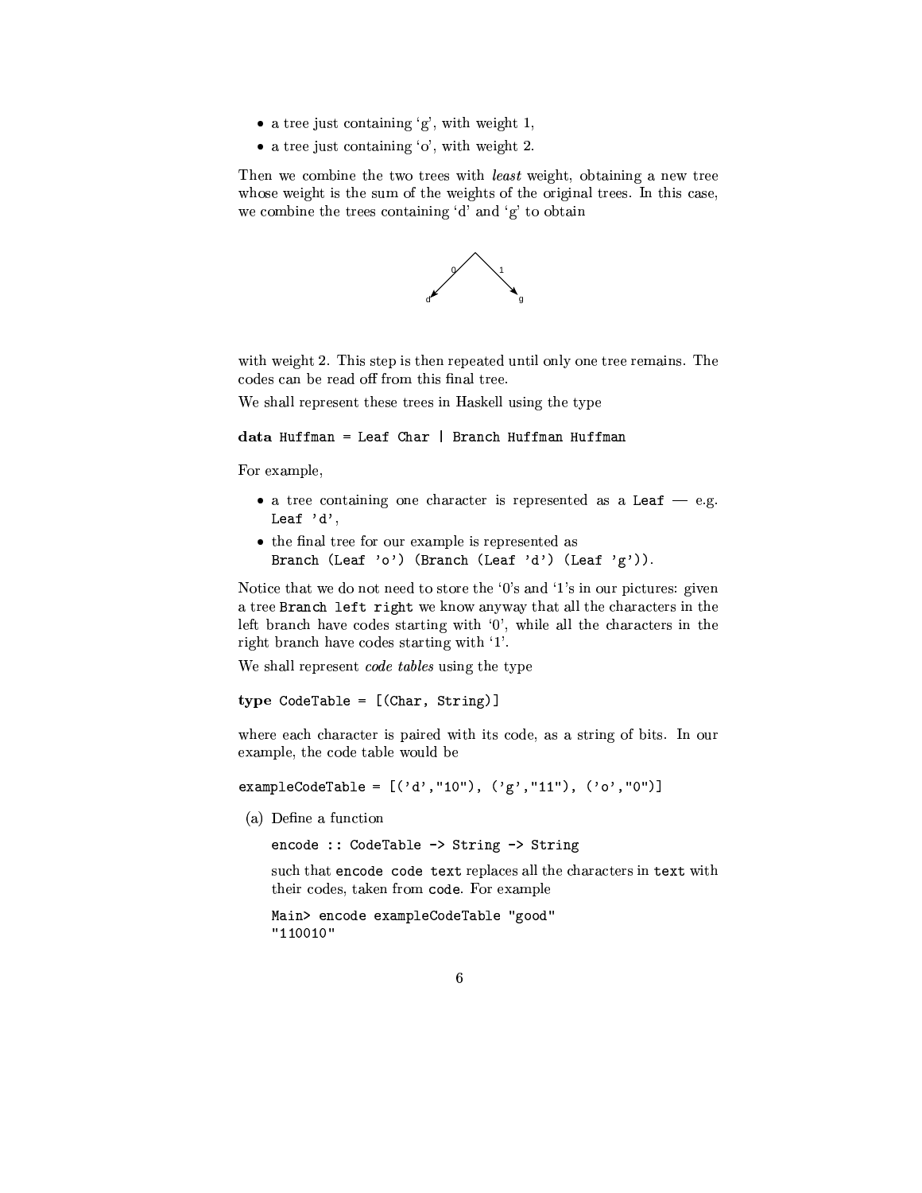- a tree just containing 'g', with weight 1,
- a tree just containing 'o', with weight 2.

Then we combine the two trees with *least* weight, obtaining a new tree whose weight is the sum of the weights of the original trees. In this case, we combine the trees containing 'd' and 'g' to obtain

with weight 2. This step is then repeated until only one tree remains. The codes can be read off from this final tree.

We shall represent these trees in Haskell using the type

```
data Huffman = Leaf Char | Branch Huffman Huffman
```

For example,

- a tree containing one character is represented as a `Leaf` — e.g. `Leaf 'd'`,
- the final tree for our example is represented as `Branch (Leaf 'o') (Branch (Leaf 'd') (Leaf 'g'))`.

Notice that we do not need to store the '0's and '1's in our pictures: given a tree `Branch left right` we know anyway that all the characters in the left branch have codes starting with '0', while all the characters in the right branch have codes starting with '1'.

We shall represent *code tables* using the type

```
type CodeTable = [(Char, String)]
```

where each character is paired with its code, as a string of bits. In our example, the code table would be

```
exampleCodeTable = [('d',"10"), ('g',"11"), ('o',"0")]
```

(a) Define a function

```
encode :: CodeTable -> String -> String
```

such that `encode code text` replaces all the characters in `text` with their codes, taken from `code`. For example

```
Main> encode exampleCodeTable "good"
"110010"
```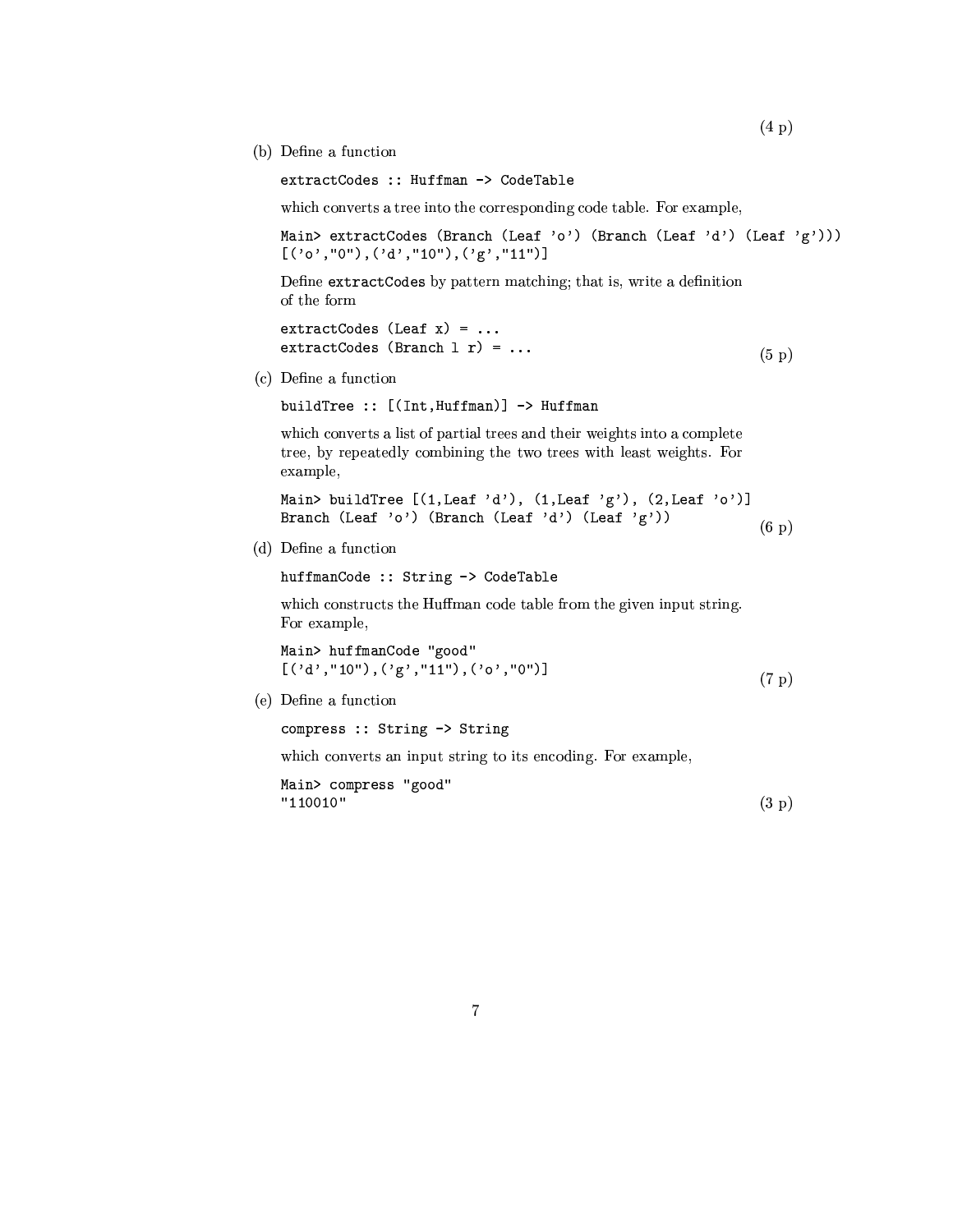(4 p)

(b) Define a function

```
extractCodes :: Huffman -> CodeTable
```

which converts a tree into the corresponding code table. For example,

```
Main> extractCodes (Branch (Leaf 'o') (Branch (Leaf 'd') (Leaf 'g')))
[('o',"0"),('d',"10"),('g',"11")]
```

Define `extractCodes` by pattern matching; that is, write a definition of the form

```
extractCodes (Leaf x) = ...
extractCodes (Branch l r) = ...
```

(5 p)

(c) Define a function

```
buildTree :: [(Int,Huffman)] -> Huffman
```

which converts a list of partial trees and their weights into a complete tree, by repeatedly combining the two trees with least weights. For example,

```
Main> buildTree [(1,Leaf 'd'), (1,Leaf 'g'), (2,Leaf 'o')]
Branch (Leaf 'o') (Branch (Leaf 'd') (Leaf 'g'))
```

(6 p)

(d) Define a function

```
huffmanCode :: String -> CodeTable
```

which constructs the Huffman code table from the given input string. For example,

```
Main> huffmanCode "good"
[('d',"10"),('g',"11"),('o',"0")]
```

(7 p)

(e) Define a function

```
compress :: String -> String
```

which converts an input string to its encoding. For example,

```
Main> compress "good"
"110010"
```

(3 p)